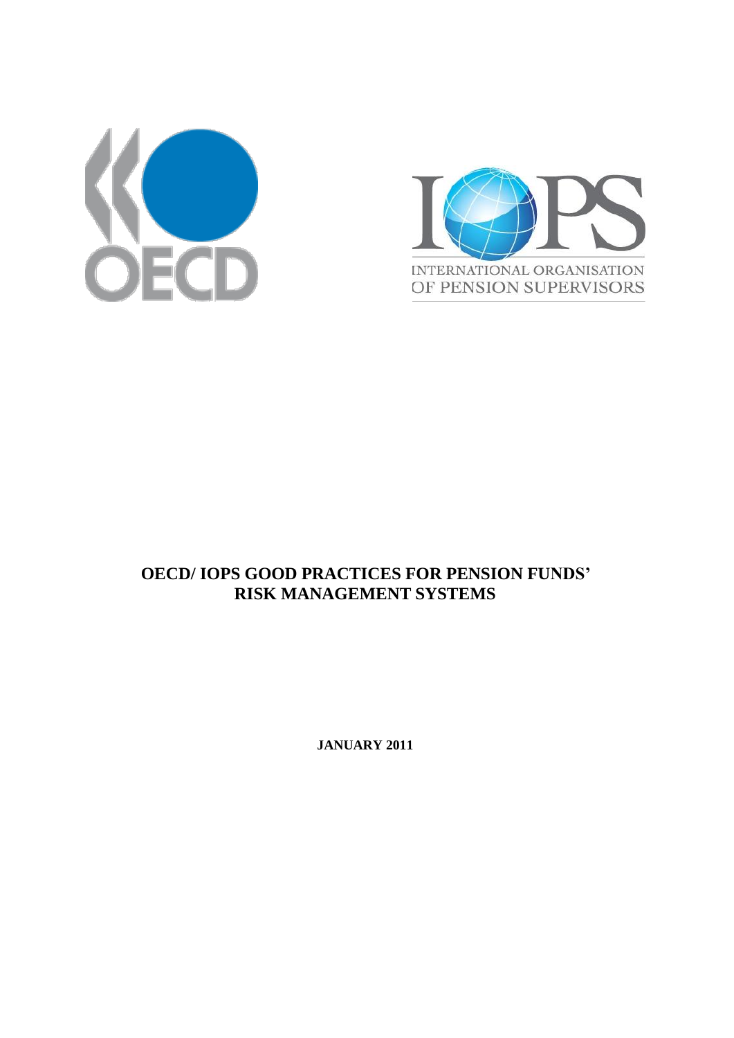OECD

INTERNATIONAL ORGANISATION OF PENSION SUPERVISORS

# OECD/ IOPS GOOD PRACTICES FOR PENSION FUNDS' RISK MANAGEMENT SYSTEMS

**JANUARY 2011**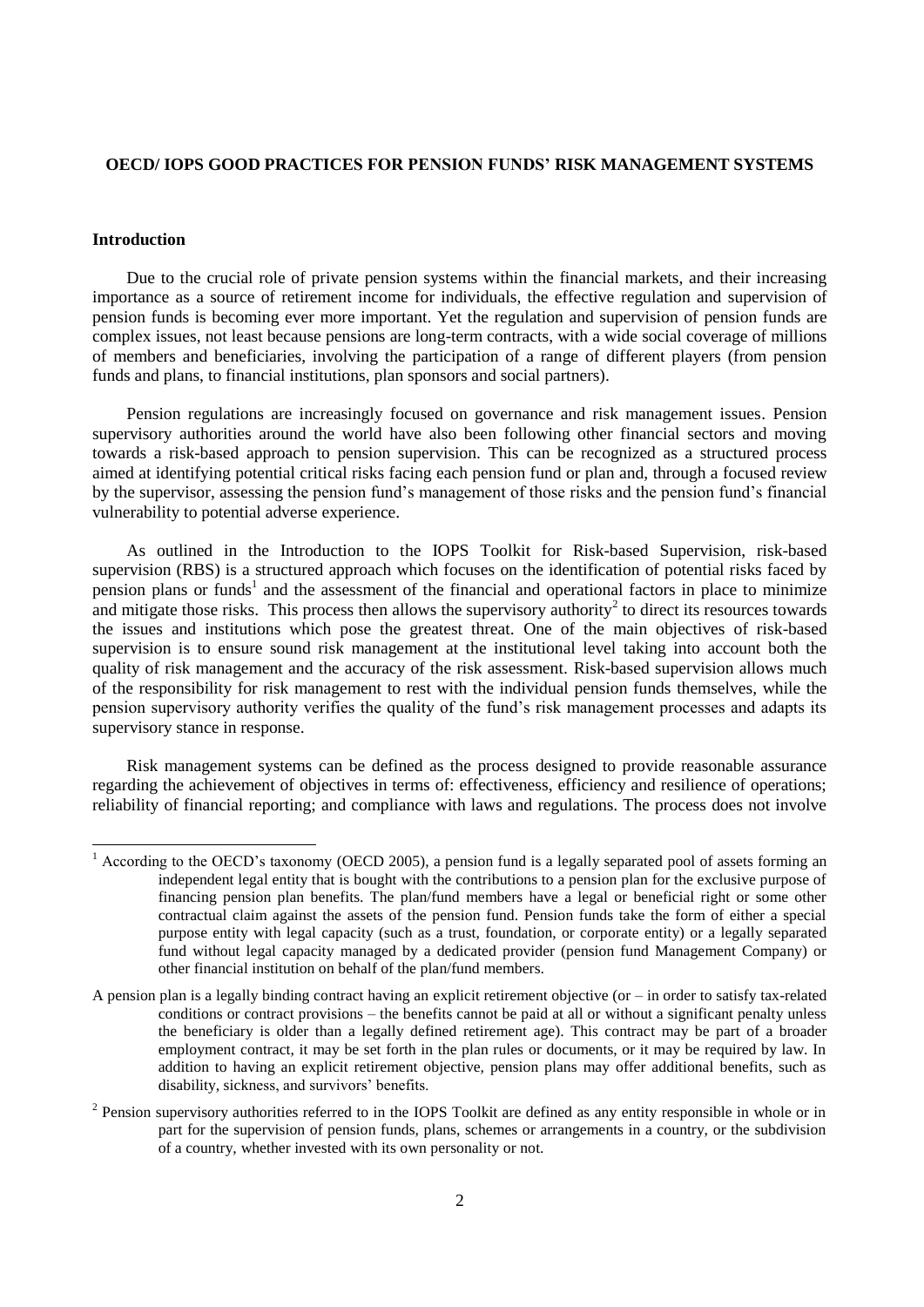**OECD/ IOPS GOOD PRACTICES FOR PENSION FUNDS' RISK MANAGEMENT SYSTEMS**

**Introduction**

Due to the crucial role of private pension systems within the financial markets, and their increasing importance as a source of retirement income for individuals, the effective regulation and supervision of pension funds is becoming ever more important. Yet the regulation and supervision of pension funds are complex issues, not least because pensions are long-term contracts, with a wide social coverage of millions of members and beneficiaries, involving the participation of a range of different players (from pension funds and plans, to financial institutions, plan sponsors and social partners).

Pension regulations are increasingly focused on governance and risk management issues. Pension supervisory authorities around the world have also been following other financial sectors and moving towards a risk-based approach to pension supervision. This can be recognized as a structured process aimed at identifying potential critical risks facing each pension fund or plan and, through a focused review by the supervisor, assessing the pension fund's management of those risks and the pension fund's financial vulnerability to potential adverse experience.

As outlined in the Introduction to the IOPS Toolkit for Risk-based Supervision, risk-based supervision (RBS) is a structured approach which focuses on the identification of potential risks faced by pension plans or funds[1] and the assessment of the financial and operational factors in place to minimize and mitigate those risks. This process then allows the supervisory authority[2] to direct its resources towards the issues and institutions which pose the greatest threat. One of the main objectives of risk-based supervision is to ensure sound risk management at the institutional level taking into account both the quality of risk management and the accuracy of the risk assessment. Risk-based supervision allows much of the responsibility for risk management to rest with the individual pension funds themselves, while the pension supervisory authority verifies the quality of the fund's risk management processes and adapts its supervisory stance in response.

Risk management systems can be defined as the process designed to provide reasonable assurance regarding the achievement of objectives in terms of: effectiveness, efficiency and resilience of operations; reliability of financial reporting; and compliance with laws and regulations. The process does not involve

---

[1] According to the OECD's taxonomy (OECD 2005), a pension fund is a legally separated pool of assets forming an independent legal entity that is bought with the contributions to a pension plan for the exclusive purpose of financing pension plan benefits. The plan/fund members have a legal or beneficial right or some other contractual claim against the assets of the pension fund. Pension funds take the form of either a special purpose entity with legal capacity (such as a trust, foundation, or corporate entity) or a legally separated fund without legal capacity managed by a dedicated provider (pension fund Management Company) or other financial institution on behalf of the plan/fund members.

A pension plan is a legally binding contract having an explicit retirement objective (or – in order to satisfy tax-related conditions or contract provisions – the benefits cannot be paid at all or without a significant penalty unless the beneficiary is older than a legally defined retirement age). This contract may be part of a broader employment contract, it may be set forth in the plan rules or documents, or it may be required by law. In addition to having an explicit retirement objective, pension plans may offer additional benefits, such as disability, sickness, and survivors' benefits.

[2] Pension supervisory authorities referred to in the IOPS Toolkit are defined as any entity responsible in whole or in part for the supervision of pension funds, plans, schemes or arrangements in a country, or the subdivision of a country, whether invested with its own personality or not.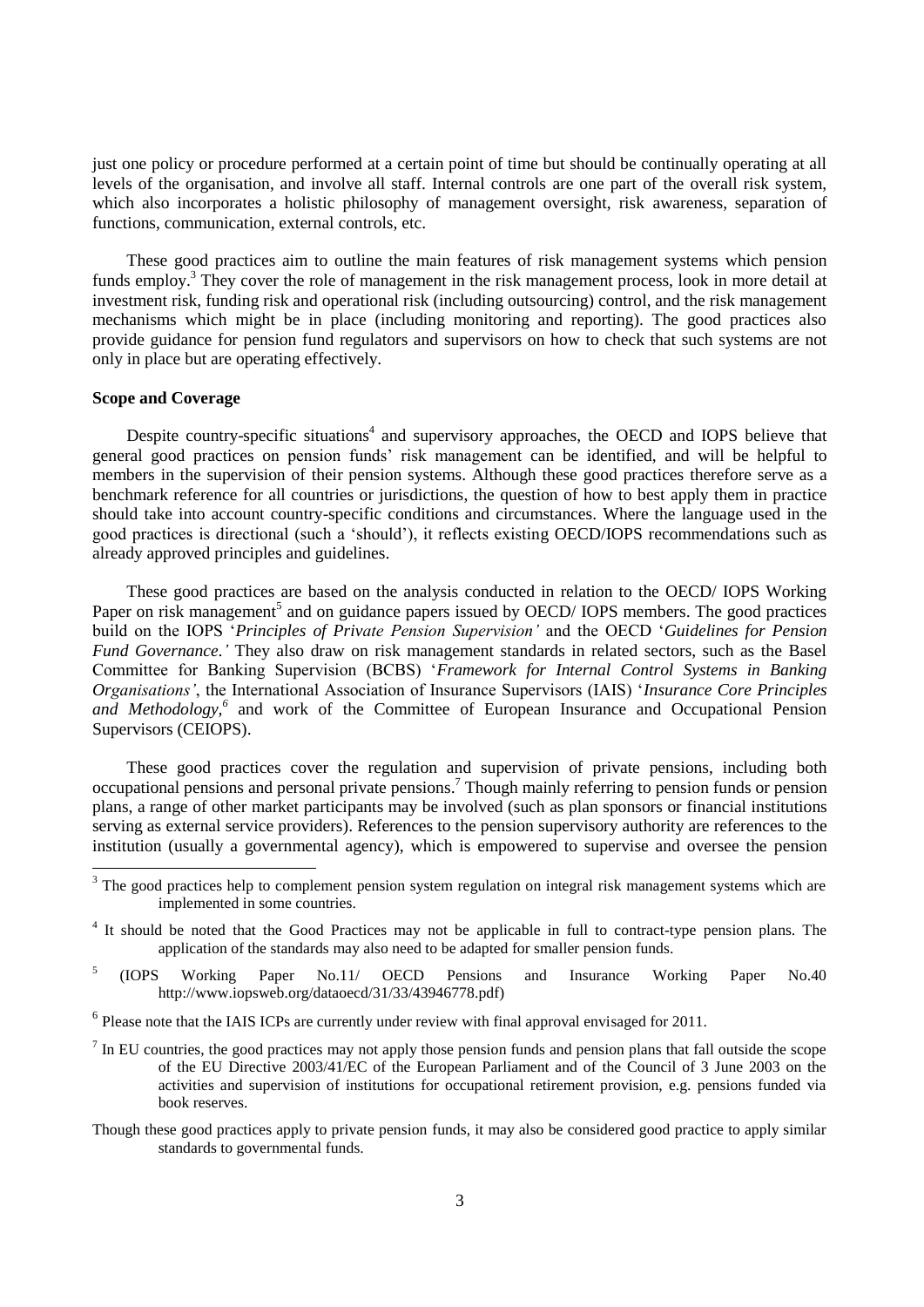just one policy or procedure performed at a certain point of time but should be continually operating at all levels of the organisation, and involve all staff. Internal controls are one part of the overall risk system, which also incorporates a holistic philosophy of management oversight, risk awareness, separation of functions, communication, external controls, etc.

These good practices aim to outline the main features of risk management systems which pension funds employ.[3] They cover the role of management in the risk management process, look in more detail at investment risk, funding risk and operational risk (including outsourcing) control, and the risk management mechanisms which might be in place (including monitoring and reporting). The good practices also provide guidance for pension fund regulators and supervisors on how to check that such systems are not only in place but are operating effectively.

**Scope and Coverage**

Despite country-specific situations[4] and supervisory approaches, the OECD and IOPS believe that general good practices on pension funds' risk management can be identified, and will be helpful to members in the supervision of their pension systems. Although these good practices therefore serve as a benchmark reference for all countries or jurisdictions, the question of how to best apply them in practice should take into account country-specific conditions and circumstances. Where the language used in the good practices is directional (such a 'should'), it reflects existing OECD/IOPS recommendations such as already approved principles and guidelines.

These good practices are based on the analysis conducted in relation to the OECD/ IOPS Working Paper on risk management[5] and on guidance papers issued by OECD/ IOPS members. The good practices build on the IOPS '*Principles of Private Pension Supervision'* and the OECD '*Guidelines for Pension Fund Governance.'* They also draw on risk management standards in related sectors, such as the Basel Committee for Banking Supervision (BCBS) '*Framework for Internal Control Systems in Banking Organisations'*, the International Association of Insurance Supervisors (IAIS) '*Insurance Core Principles and Methodology,*[6] and work of the Committee of European Insurance and Occupational Pension Supervisors (CEIOPS).

These good practices cover the regulation and supervision of private pensions, including both occupational pensions and personal private pensions.[7] Though mainly referring to pension funds or pension plans, a range of other market participants may be involved (such as plan sponsors or financial institutions serving as external service providers). References to the pension supervisory authority are references to the institution (usually a governmental agency), which is empowered to supervise and oversee the pension

---

[3] The good practices help to complement pension system regulation on integral risk management systems which are implemented in some countries.

[4] It should be noted that the Good Practices may not be applicable in full to contract-type pension plans. The application of the standards may also need to be adapted for smaller pension funds.

[5] (IOPS Working Paper No.11/ OECD Pensions and Insurance Working Paper No.40 http://www.iopsweb.org/dataoecd/31/33/43946778.pdf)

[6] Please note that the IAIS ICPs are currently under review with final approval envisaged for 2011.

[7] In EU countries, the good practices may not apply those pension funds and pension plans that fall outside the scope of the EU Directive 2003/41/EC of the European Parliament and of the Council of 3 June 2003 on the activities and supervision of institutions for occupational retirement provision, e.g. pensions funded via book reserves.

Though these good practices apply to private pension funds, it may also be considered good practice to apply similar standards to governmental funds.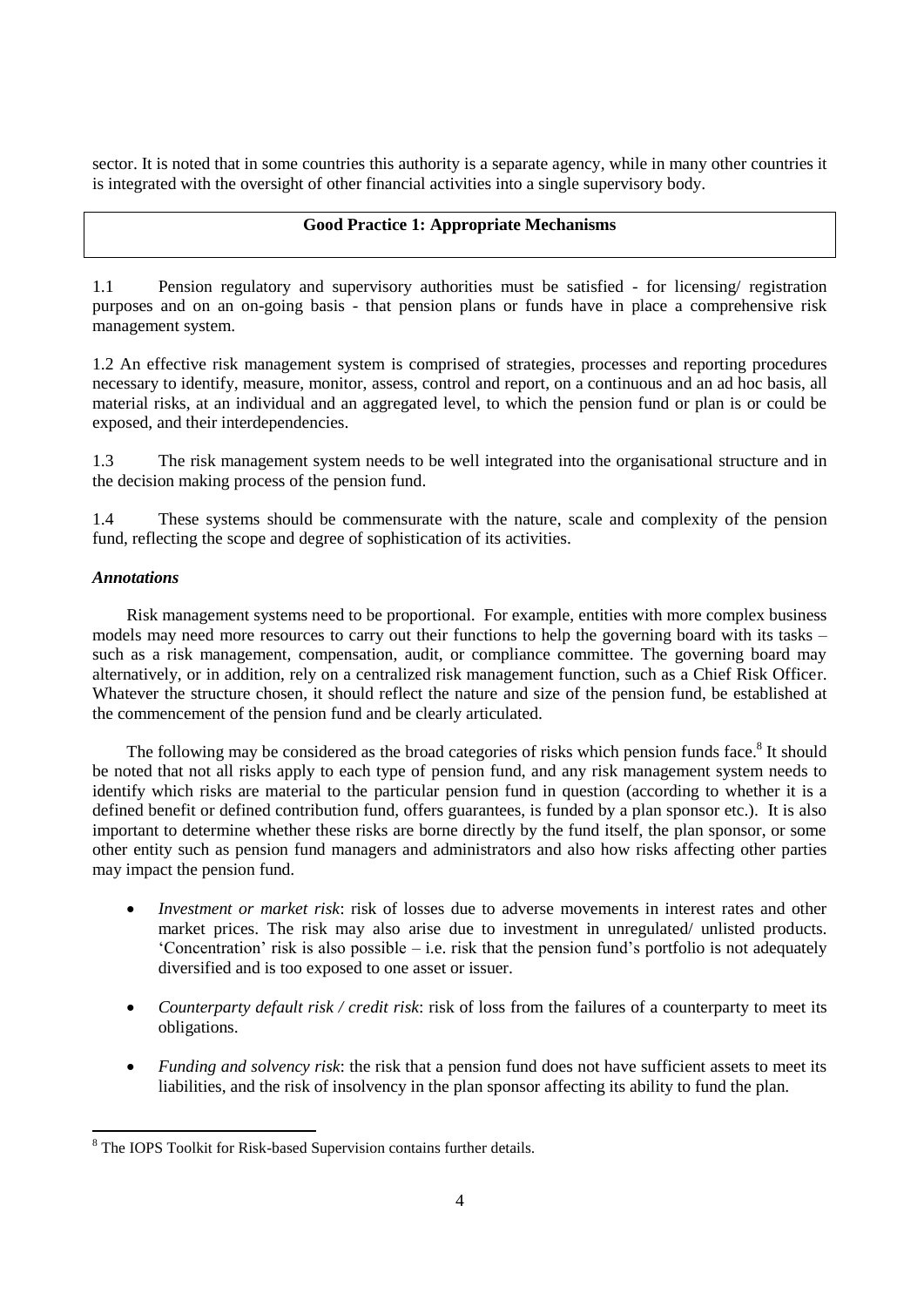sector. It is noted that in some countries this authority is a separate agency, while in many other countries it is integrated with the oversight of other financial activities into a single supervisory body.

## Good Practice 1: Appropriate Mechanisms

1.1 Pension regulatory and supervisory authorities must be satisfied - for licensing/ registration purposes and on an on-going basis - that pension plans or funds have in place a comprehensive risk management system.

1.2 An effective risk management system is comprised of strategies, processes and reporting procedures necessary to identify, measure, monitor, assess, control and report, on a continuous and an ad hoc basis, all material risks, at an individual and an aggregated level, to which the pension fund or plan is or could be exposed, and their interdependencies.

1.3 The risk management system needs to be well integrated into the organisational structure and in the decision making process of the pension fund.

1.4 These systems should be commensurate with the nature, scale and complexity of the pension fund, reflecting the scope and degree of sophistication of its activities.

### *Annotations*

Risk management systems need to be proportional. For example, entities with more complex business models may need more resources to carry out their functions to help the governing board with its tasks – such as a risk management, compensation, audit, or compliance committee. The governing board may alternatively, or in addition, rely on a centralized risk management function, such as a Chief Risk Officer. Whatever the structure chosen, it should reflect the nature and size of the pension fund, be established at the commencement of the pension fund and be clearly articulated.

The following may be considered as the broad categories of risks which pension funds face.[8] It should be noted that not all risks apply to each type of pension fund, and any risk management system needs to identify which risks are material to the particular pension fund in question (according to whether it is a defined benefit or defined contribution fund, offers guarantees, is funded by a plan sponsor etc.). It is also important to determine whether these risks are borne directly by the fund itself, the plan sponsor, or some other entity such as pension fund managers and administrators and also how risks affecting other parties may impact the pension fund.

- *Investment or market risk*: risk of losses due to adverse movements in interest rates and other market prices. The risk may also arise due to investment in unregulated/ unlisted products. 'Concentration' risk is also possible – i.e. risk that the pension fund's portfolio is not adequately diversified and is too exposed to one asset or issuer.

- *Counterparty default risk / credit risk*: risk of loss from the failures of a counterparty to meet its obligations.

- *Funding and solvency risk*: the risk that a pension fund does not have sufficient assets to meet its liabilities, and the risk of insolvency in the plan sponsor affecting its ability to fund the plan.

---

[8] The IOPS Toolkit for Risk-based Supervision contains further details.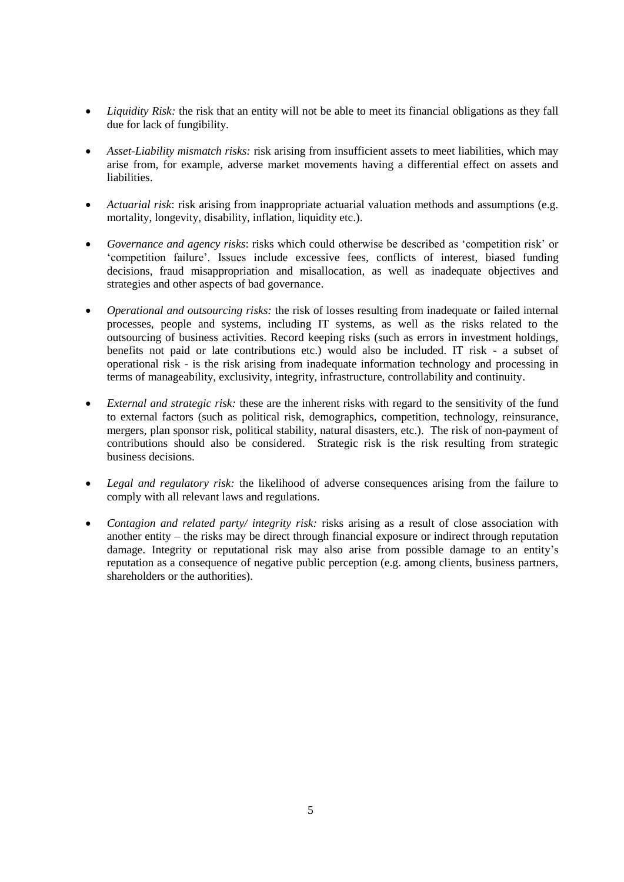- *Liquidity Risk:* the risk that an entity will not be able to meet its financial obligations as they fall due for lack of fungibility.

- *Asset-Liability mismatch risks:* risk arising from insufficient assets to meet liabilities, which may arise from, for example, adverse market movements having a differential effect on assets and liabilities.

- *Actuarial risk*: risk arising from inappropriate actuarial valuation methods and assumptions (e.g. mortality, longevity, disability, inflation, liquidity etc.).

- *Governance and agency risks*: risks which could otherwise be described as 'competition risk' or 'competition failure'. Issues include excessive fees, conflicts of interest, biased funding decisions, fraud misappropriation and misallocation, as well as inadequate objectives and strategies and other aspects of bad governance.

- *Operational and outsourcing risks:* the risk of losses resulting from inadequate or failed internal processes, people and systems, including IT systems, as well as the risks related to the outsourcing of business activities. Record keeping risks (such as errors in investment holdings, benefits not paid or late contributions etc.) would also be included. IT risk - a subset of operational risk - is the risk arising from inadequate information technology and processing in terms of manageability, exclusivity, integrity, infrastructure, controllability and continuity.

- *External and strategic risk:* these are the inherent risks with regard to the sensitivity of the fund to external factors (such as political risk, demographics, competition, technology, reinsurance, mergers, plan sponsor risk, political stability, natural disasters, etc.). The risk of non-payment of contributions should also be considered. Strategic risk is the risk resulting from strategic business decisions.

- *Legal and regulatory risk:* the likelihood of adverse consequences arising from the failure to comply with all relevant laws and regulations.

- *Contagion and related party/ integrity risk:* risks arising as a result of close association with another entity – the risks may be direct through financial exposure or indirect through reputation damage. Integrity or reputational risk may also arise from possible damage to an entity's reputation as a consequence of negative public perception (e.g. among clients, business partners, shareholders or the authorities).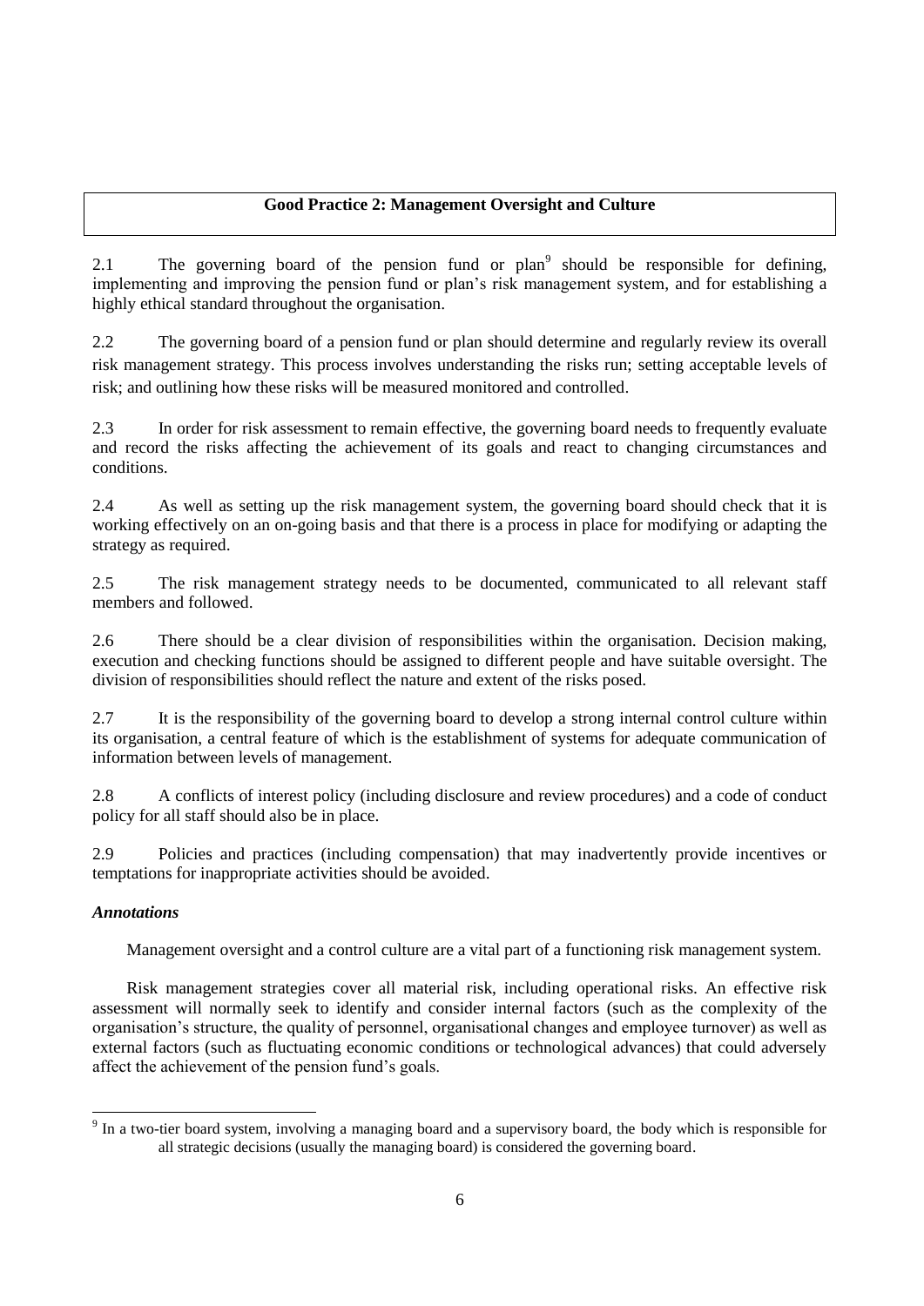## Good Practice 2: Management Oversight and Culture

2.1 The governing board of the pension fund or plan[9] should be responsible for defining, implementing and improving the pension fund or plan's risk management system, and for establishing a highly ethical standard throughout the organisation.

2.2 The governing board of a pension fund or plan should determine and regularly review its overall risk management strategy. This process involves understanding the risks run; setting acceptable levels of risk; and outlining how these risks will be measured monitored and controlled.

2.3 In order for risk assessment to remain effective, the governing board needs to frequently evaluate and record the risks affecting the achievement of its goals and react to changing circumstances and conditions.

2.4 As well as setting up the risk management system, the governing board should check that it is working effectively on an on-going basis and that there is a process in place for modifying or adapting the strategy as required.

2.5 The risk management strategy needs to be documented, communicated to all relevant staff members and followed.

2.6 There should be a clear division of responsibilities within the organisation. Decision making, execution and checking functions should be assigned to different people and have suitable oversight. The division of responsibilities should reflect the nature and extent of the risks posed.

2.7 It is the responsibility of the governing board to develop a strong internal control culture within its organisation, a central feature of which is the establishment of systems for adequate communication of information between levels of management.

2.8 A conflicts of interest policy (including disclosure and review procedures) and a code of conduct policy for all staff should also be in place.

2.9 Policies and practices (including compensation) that may inadvertently provide incentives or temptations for inappropriate activities should be avoided.

### *Annotations*

Management oversight and a control culture are a vital part of a functioning risk management system.

Risk management strategies cover all material risk, including operational risks. An effective risk assessment will normally seek to identify and consider internal factors (such as the complexity of the organisation's structure, the quality of personnel, organisational changes and employee turnover) as well as external factors (such as fluctuating economic conditions or technological advances) that could adversely affect the achievement of the pension fund's goals.

---

[9] In a two-tier board system, involving a managing board and a supervisory board, the body which is responsible for all strategic decisions (usually the managing board) is considered the governing board.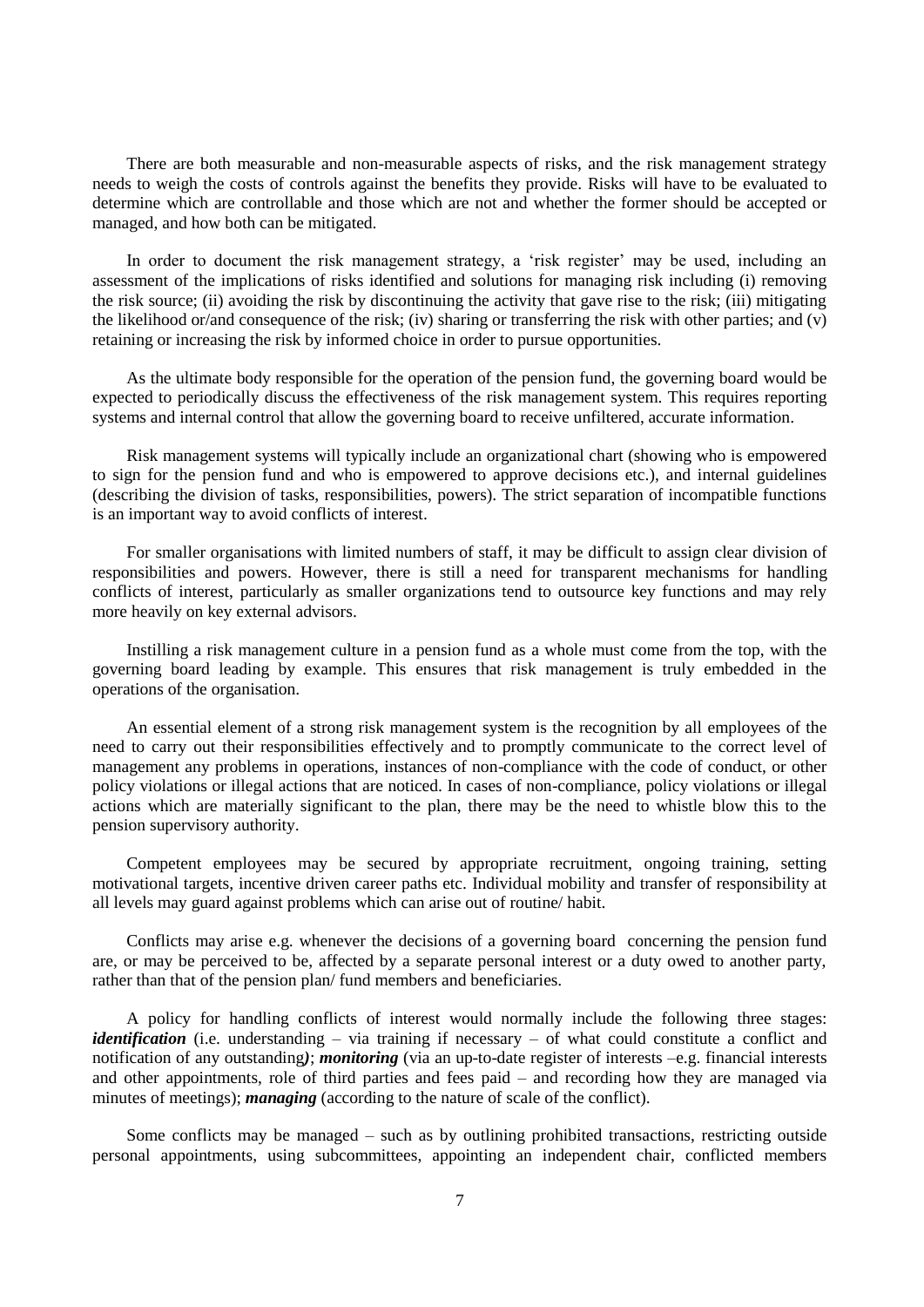There are both measurable and non-measurable aspects of risks, and the risk management strategy needs to weigh the costs of controls against the benefits they provide. Risks will have to be evaluated to determine which are controllable and those which are not and whether the former should be accepted or managed, and how both can be mitigated.

In order to document the risk management strategy, a 'risk register' may be used, including an assessment of the implications of risks identified and solutions for managing risk including (i) removing the risk source; (ii) avoiding the risk by discontinuing the activity that gave rise to the risk; (iii) mitigating the likelihood or/and consequence of the risk; (iv) sharing or transferring the risk with other parties; and (v) retaining or increasing the risk by informed choice in order to pursue opportunities.

As the ultimate body responsible for the operation of the pension fund, the governing board would be expected to periodically discuss the effectiveness of the risk management system. This requires reporting systems and internal control that allow the governing board to receive unfiltered, accurate information.

Risk management systems will typically include an organizational chart (showing who is empowered to sign for the pension fund and who is empowered to approve decisions etc.), and internal guidelines (describing the division of tasks, responsibilities, powers). The strict separation of incompatible functions is an important way to avoid conflicts of interest.

For smaller organisations with limited numbers of staff, it may be difficult to assign clear division of responsibilities and powers. However, there is still a need for transparent mechanisms for handling conflicts of interest, particularly as smaller organizations tend to outsource key functions and may rely more heavily on key external advisors.

Instilling a risk management culture in a pension fund as a whole must come from the top, with the governing board leading by example. This ensures that risk management is truly embedded in the operations of the organisation.

An essential element of a strong risk management system is the recognition by all employees of the need to carry out their responsibilities effectively and to promptly communicate to the correct level of management any problems in operations, instances of non-compliance with the code of conduct, or other policy violations or illegal actions that are noticed. In cases of non-compliance, policy violations or illegal actions which are materially significant to the plan, there may be the need to whistle blow this to the pension supervisory authority.

Competent employees may be secured by appropriate recruitment, ongoing training, setting motivational targets, incentive driven career paths etc. Individual mobility and transfer of responsibility at all levels may guard against problems which can arise out of routine/ habit.

Conflicts may arise e.g. whenever the decisions of a governing board concerning the pension fund are, or may be perceived to be, affected by a separate personal interest or a duty owed to another party, rather than that of the pension plan/ fund members and beneficiaries.

A policy for handling conflicts of interest would normally include the following three stages: ***identification*** (i.e. understanding – via training if necessary – of what could constitute a conflict and notification of any outstanding); ***monitoring*** (via an up-to-date register of interests –e.g. financial interests and other appointments, role of third parties and fees paid – and recording how they are managed via minutes of meetings); ***managing*** (according to the nature of scale of the conflict).

Some conflicts may be managed – such as by outlining prohibited transactions, restricting outside personal appointments, using subcommittees, appointing an independent chair, conflicted members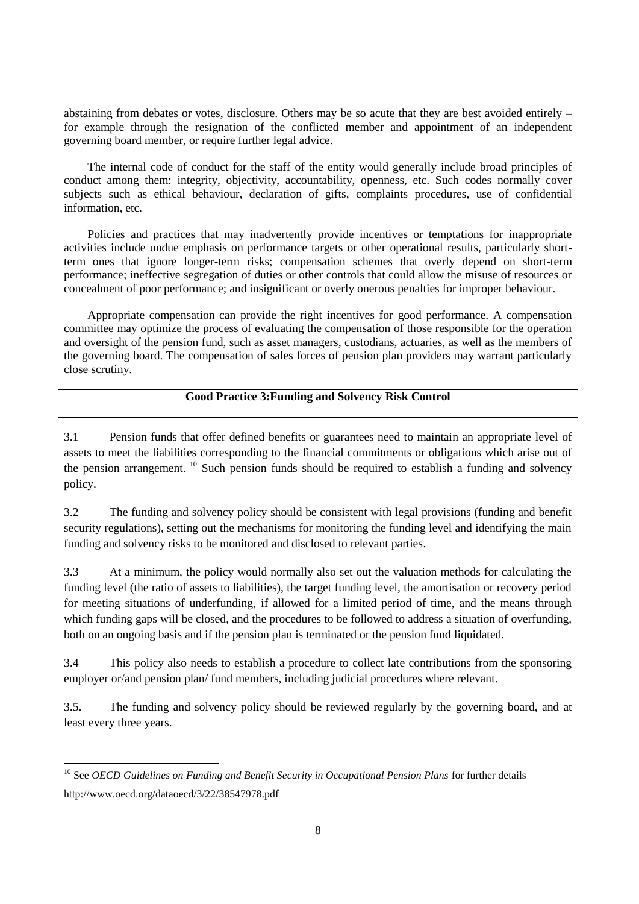abstaining from debates or votes, disclosure. Others may be so acute that they are best avoided entirely – for example through the resignation of the conflicted member and appointment of an independent governing board member, or require further legal advice.

The internal code of conduct for the staff of the entity would generally include broad principles of conduct among them: integrity, objectivity, accountability, openness, etc. Such codes normally cover subjects such as ethical behaviour, declaration of gifts, complaints procedures, use of confidential information, etc.

Policies and practices that may inadvertently provide incentives or temptations for inappropriate activities include undue emphasis on performance targets or other operational results, particularly short-term ones that ignore longer-term risks; compensation schemes that overly depend on short-term performance; ineffective segregation of duties or other controls that could allow the misuse of resources or concealment of poor performance; and insignificant or overly onerous penalties for improper behaviour.

Appropriate compensation can provide the right incentives for good performance. A compensation committee may optimize the process of evaluating the compensation of those responsible for the operation and oversight of the pension fund, such as asset managers, custodians, actuaries, as well as the members of the governing board. The compensation of sales forces of pension plan providers may warrant particularly close scrutiny.

## Good Practice 3:Funding and Solvency Risk Control

3.1 Pension funds that offer defined benefits or guarantees need to maintain an appropriate level of assets to meet the liabilities corresponding to the financial commitments or obligations which arise out of the pension arrangement. [10] Such pension funds should be required to establish a funding and solvency policy.

3.2 The funding and solvency policy should be consistent with legal provisions (funding and benefit security regulations), setting out the mechanisms for monitoring the funding level and identifying the main funding and solvency risks to be monitored and disclosed to relevant parties.

3.3 At a minimum, the policy would normally also set out the valuation methods for calculating the funding level (the ratio of assets to liabilities), the target funding level, the amortisation or recovery period for meeting situations of underfunding, if allowed for a limited period of time, and the means through which funding gaps will be closed, and the procedures to be followed to address a situation of overfunding, both on an ongoing basis and if the pension plan is terminated or the pension fund liquidated.

3.4 This policy also needs to establish a procedure to collect late contributions from the sponsoring employer or/and pension plan/ fund members, including judicial procedures where relevant.

3.5. The funding and solvency policy should be reviewed regularly by the governing board, and at least every three years.

---

[10] See *OECD Guidelines on Funding and Benefit Security in Occupational Pension Plans* for further details http://www.oecd.org/dataoecd/3/22/38547978.pdf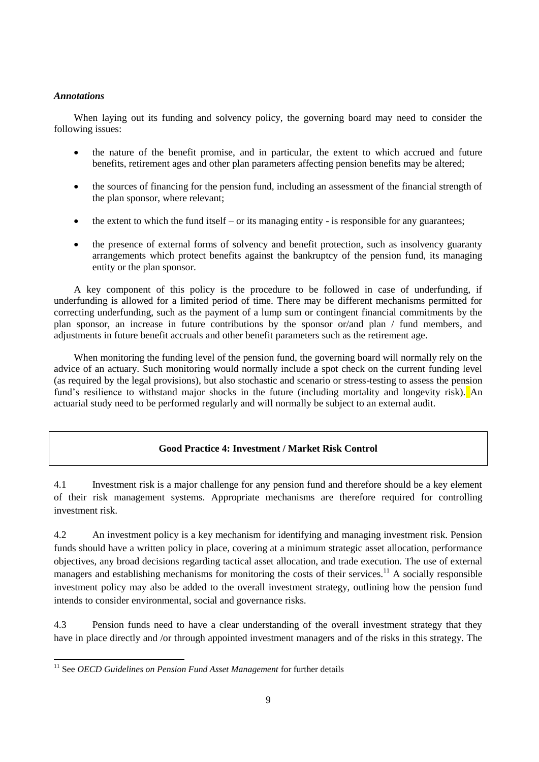*Annotations*

When laying out its funding and solvency policy, the governing board may need to consider the following issues:

- the nature of the benefit promise, and in particular, the extent to which accrued and future benefits, retirement ages and other plan parameters affecting pension benefits may be altered;
- the sources of financing for the pension fund, including an assessment of the financial strength of the plan sponsor, where relevant;
- the extent to which the fund itself – or its managing entity - is responsible for any guarantees;
- the presence of external forms of solvency and benefit protection, such as insolvency guaranty arrangements which protect benefits against the bankruptcy of the pension fund, its managing entity or the plan sponsor.

A key component of this policy is the procedure to be followed in case of underfunding, if underfunding is allowed for a limited period of time. There may be different mechanisms permitted for correcting underfunding, such as the payment of a lump sum or contingent financial commitments by the plan sponsor, an increase in future contributions by the sponsor or/and plan / fund members, and adjustments in future benefit accruals and other benefit parameters such as the retirement age.

When monitoring the funding level of the pension fund, the governing board will normally rely on the advice of an actuary. Such monitoring would normally include a spot check on the current funding level (as required by the legal provisions), but also stochastic and scenario or stress-testing to assess the pension fund's resilience to withstand major shocks in the future (including mortality and longevity risk). An actuarial study need to be performed regularly and will normally be subject to an external audit.

**Good Practice 4: Investment / Market Risk Control**

4.1 Investment risk is a major challenge for any pension fund and therefore should be a key element of their risk management systems. Appropriate mechanisms are therefore required for controlling investment risk.

4.2 An investment policy is a key mechanism for identifying and managing investment risk. Pension funds should have a written policy in place, covering at a minimum strategic asset allocation, performance objectives, any broad decisions regarding tactical asset allocation, and trade execution. The use of external managers and establishing mechanisms for monitoring the costs of their services.[11] A socially responsible investment policy may also be added to the overall investment strategy, outlining how the pension fund intends to consider environmental, social and governance risks.

4.3 Pension funds need to have a clear understanding of the overall investment strategy that they have in place directly and /or through appointed investment managers and of the risks in this strategy. The

[11] See *OECD Guidelines on Pension Fund Asset Management* for further details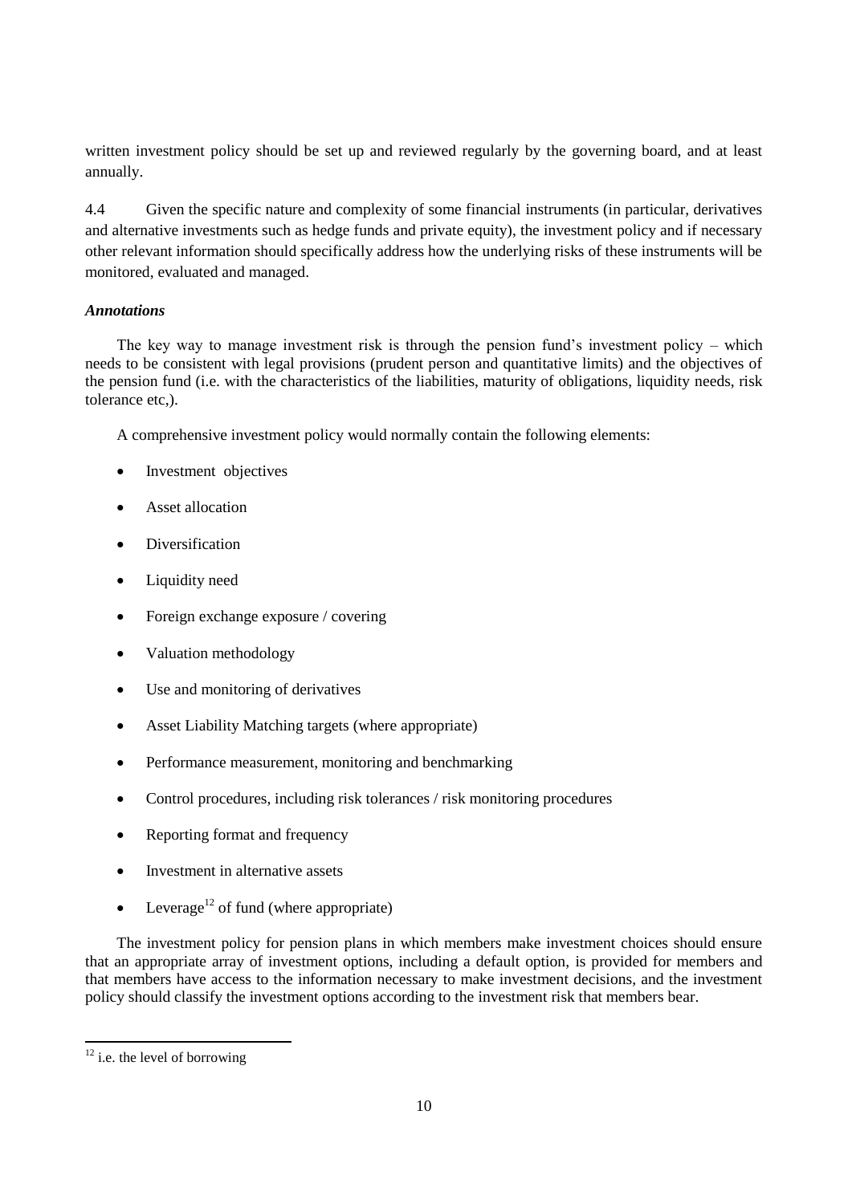written investment policy should be set up and reviewed regularly by the governing board, and at least annually.

4.4 Given the specific nature and complexity of some financial instruments (in particular, derivatives and alternative investments such as hedge funds and private equity), the investment policy and if necessary other relevant information should specifically address how the underlying risks of these instruments will be monitored, evaluated and managed.

***Annotations***

The key way to manage investment risk is through the pension fund's investment policy – which needs to be consistent with legal provisions (prudent person and quantitative limits) and the objectives of the pension fund (i.e. with the characteristics of the liabilities, maturity of obligations, liquidity needs, risk tolerance etc,).

A comprehensive investment policy would normally contain the following elements:

- Investment objectives
- Asset allocation
- Diversification
- Liquidity need
- Foreign exchange exposure / covering
- Valuation methodology
- Use and monitoring of derivatives
- Asset Liability Matching targets (where appropriate)
- Performance measurement, monitoring and benchmarking
- Control procedures, including risk tolerances / risk monitoring procedures
- Reporting format and frequency
- Investment in alternative assets
- Leverage[12] of fund (where appropriate)

The investment policy for pension plans in which members make investment choices should ensure that an appropriate array of investment options, including a default option, is provided for members and that members have access to the information necessary to make investment decisions, and the investment policy should classify the investment options according to the investment risk that members bear.

[12] i.e. the level of borrowing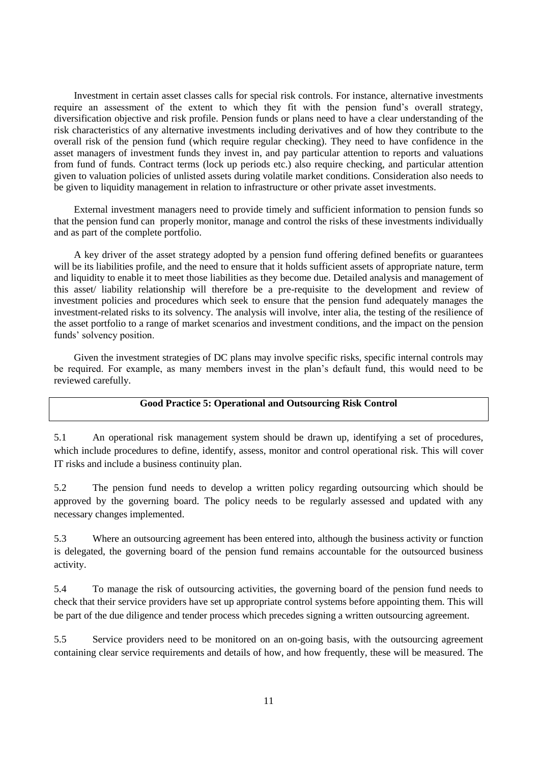Investment in certain asset classes calls for special risk controls. For instance, alternative investments require an assessment of the extent to which they fit with the pension fund's overall strategy, diversification objective and risk profile. Pension funds or plans need to have a clear understanding of the risk characteristics of any alternative investments including derivatives and of how they contribute to the overall risk of the pension fund (which require regular checking). They need to have confidence in the asset managers of investment funds they invest in, and pay particular attention to reports and valuations from fund of funds. Contract terms (lock up periods etc.) also require checking, and particular attention given to valuation policies of unlisted assets during volatile market conditions. Consideration also needs to be given to liquidity management in relation to infrastructure or other private asset investments.

External investment managers need to provide timely and sufficient information to pension funds so that the pension fund can properly monitor, manage and control the risks of these investments individually and as part of the complete portfolio.

A key driver of the asset strategy adopted by a pension fund offering defined benefits or guarantees will be its liabilities profile, and the need to ensure that it holds sufficient assets of appropriate nature, term and liquidity to enable it to meet those liabilities as they become due. Detailed analysis and management of this asset/ liability relationship will therefore be a pre-requisite to the development and review of investment policies and procedures which seek to ensure that the pension fund adequately manages the investment-related risks to its solvency. The analysis will involve, inter alia, the testing of the resilience of the asset portfolio to a range of market scenarios and investment conditions, and the impact on the pension funds' solvency position.

Given the investment strategies of DC plans may involve specific risks, specific internal controls may be required. For example, as many members invest in the plan's default fund, this would need to be reviewed carefully.

## Good Practice 5: Operational and Outsourcing Risk Control

5.1 An operational risk management system should be drawn up, identifying a set of procedures, which include procedures to define, identify, assess, monitor and control operational risk. This will cover IT risks and include a business continuity plan.

5.2 The pension fund needs to develop a written policy regarding outsourcing which should be approved by the governing board. The policy needs to be regularly assessed and updated with any necessary changes implemented.

5.3 Where an outsourcing agreement has been entered into, although the business activity or function is delegated, the governing board of the pension fund remains accountable for the outsourced business activity.

5.4 To manage the risk of outsourcing activities, the governing board of the pension fund needs to check that their service providers have set up appropriate control systems before appointing them. This will be part of the due diligence and tender process which precedes signing a written outsourcing agreement.

5.5 Service providers need to be monitored on an on-going basis, with the outsourcing agreement containing clear service requirements and details of how, and how frequently, these will be measured. The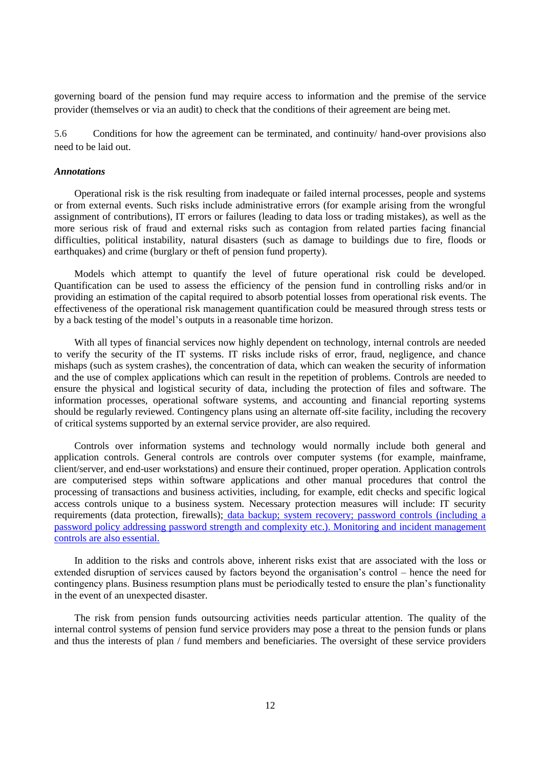governing board of the pension fund may require access to information and the premise of the service provider (themselves or via an audit) to check that the conditions of their agreement are being met.

5.6 Conditions for how the agreement can be terminated, and continuity/ hand-over provisions also need to be laid out.

***Annotations***

Operational risk is the risk resulting from inadequate or failed internal processes, people and systems or from external events. Such risks include administrative errors (for example arising from the wrongful assignment of contributions), IT errors or failures (leading to data loss or trading mistakes), as well as the more serious risk of fraud and external risks such as contagion from related parties facing financial difficulties, political instability, natural disasters (such as damage to buildings due to fire, floods or earthquakes) and crime (burglary or theft of pension fund property).

Models which attempt to quantify the level of future operational risk could be developed. Quantification can be used to assess the efficiency of the pension fund in controlling risks and/or in providing an estimation of the capital required to absorb potential losses from operational risk events. The effectiveness of the operational risk management quantification could be measured through stress tests or by a back testing of the model's outputs in a reasonable time horizon.

With all types of financial services now highly dependent on technology, internal controls are needed to verify the security of the IT systems. IT risks include risks of error, fraud, negligence, and chance mishaps (such as system crashes), the concentration of data, which can weaken the security of information and the use of complex applications which can result in the repetition of problems. Controls are needed to ensure the physical and logistical security of data, including the protection of files and software. The information processes, operational software systems, and accounting and financial reporting systems should be regularly reviewed. Contingency plans using an alternate off-site facility, including the recovery of critical systems supported by an external service provider, are also required.

Controls over information systems and technology would normally include both general and application controls. General controls are controls over computer systems (for example, mainframe, client/server, and end-user workstations) and ensure their continued, proper operation. Application controls are computerised steps within software applications and other manual procedures that control the processing of transactions and business activities, including, for example, edit checks and specific logical access controls unique to a business system. Necessary protection measures will include: IT security requirements (data protection, firewalls); data backup; system recovery; password controls (including a password policy addressing password strength and complexity etc.). Monitoring and incident management controls are also essential.

In addition to the risks and controls above, inherent risks exist that are associated with the loss or extended disruption of services caused by factors beyond the organisation's control – hence the need for contingency plans. Business resumption plans must be periodically tested to ensure the plan's functionality in the event of an unexpected disaster.

The risk from pension funds outsourcing activities needs particular attention. The quality of the internal control systems of pension fund service providers may pose a threat to the pension funds or plans and thus the interests of plan / fund members and beneficiaries. The oversight of these service providers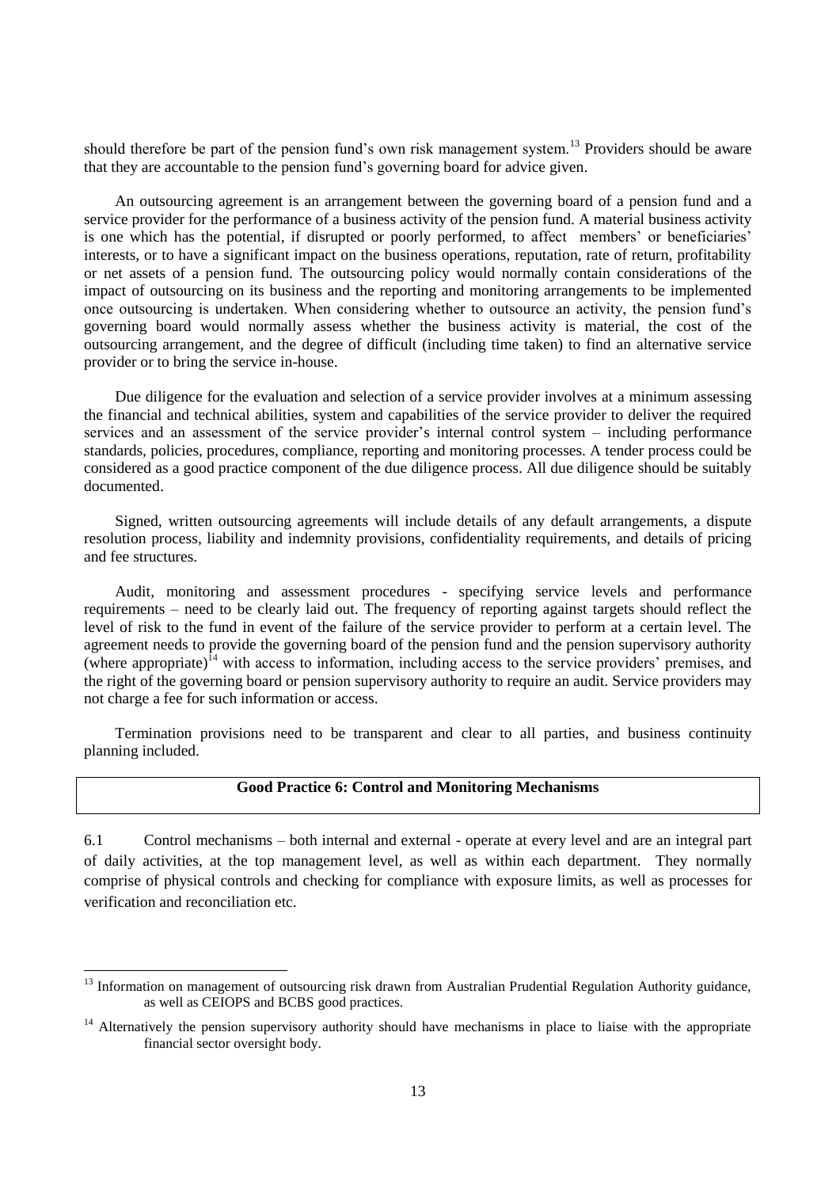should therefore be part of the pension fund's own risk management system.[13] Providers should be aware that they are accountable to the pension fund's governing board for advice given.

An outsourcing agreement is an arrangement between the governing board of a pension fund and a service provider for the performance of a business activity of the pension fund. A material business activity is one which has the potential, if disrupted or poorly performed, to affect members' or beneficiaries' interests, or to have a significant impact on the business operations, reputation, rate of return, profitability or net assets of a pension fund. The outsourcing policy would normally contain considerations of the impact of outsourcing on its business and the reporting and monitoring arrangements to be implemented once outsourcing is undertaken. When considering whether to outsource an activity, the pension fund's governing board would normally assess whether the business activity is material, the cost of the outsourcing arrangement, and the degree of difficult (including time taken) to find an alternative service provider or to bring the service in-house.

Due diligence for the evaluation and selection of a service provider involves at a minimum assessing the financial and technical abilities, system and capabilities of the service provider to deliver the required services and an assessment of the service provider's internal control system – including performance standards, policies, procedures, compliance, reporting and monitoring processes. A tender process could be considered as a good practice component of the due diligence process. All due diligence should be suitably documented.

Signed, written outsourcing agreements will include details of any default arrangements, a dispute resolution process, liability and indemnity provisions, confidentiality requirements, and details of pricing and fee structures.

Audit, monitoring and assessment procedures - specifying service levels and performance requirements – need to be clearly laid out. The frequency of reporting against targets should reflect the level of risk to the fund in event of the failure of the service provider to perform at a certain level. The agreement needs to provide the governing board of the pension fund and the pension supervisory authority (where appropriate)[14] with access to information, including access to the service providers' premises, and the right of the governing board or pension supervisory authority to require an audit. Service providers may not charge a fee for such information or access.

Termination provisions need to be transparent and clear to all parties, and business continuity planning included.

**Good Practice 6: Control and Monitoring Mechanisms**

6.1 Control mechanisms – both internal and external - operate at every level and are an integral part of daily activities, at the top management level, as well as within each department. They normally comprise of physical controls and checking for compliance with exposure limits, as well as processes for verification and reconciliation etc.

---

[13] Information on management of outsourcing risk drawn from Australian Prudential Regulation Authority guidance, as well as CEIOPS and BCBS good practices.

[14] Alternatively the pension supervisory authority should have mechanisms in place to liaise with the appropriate financial sector oversight body.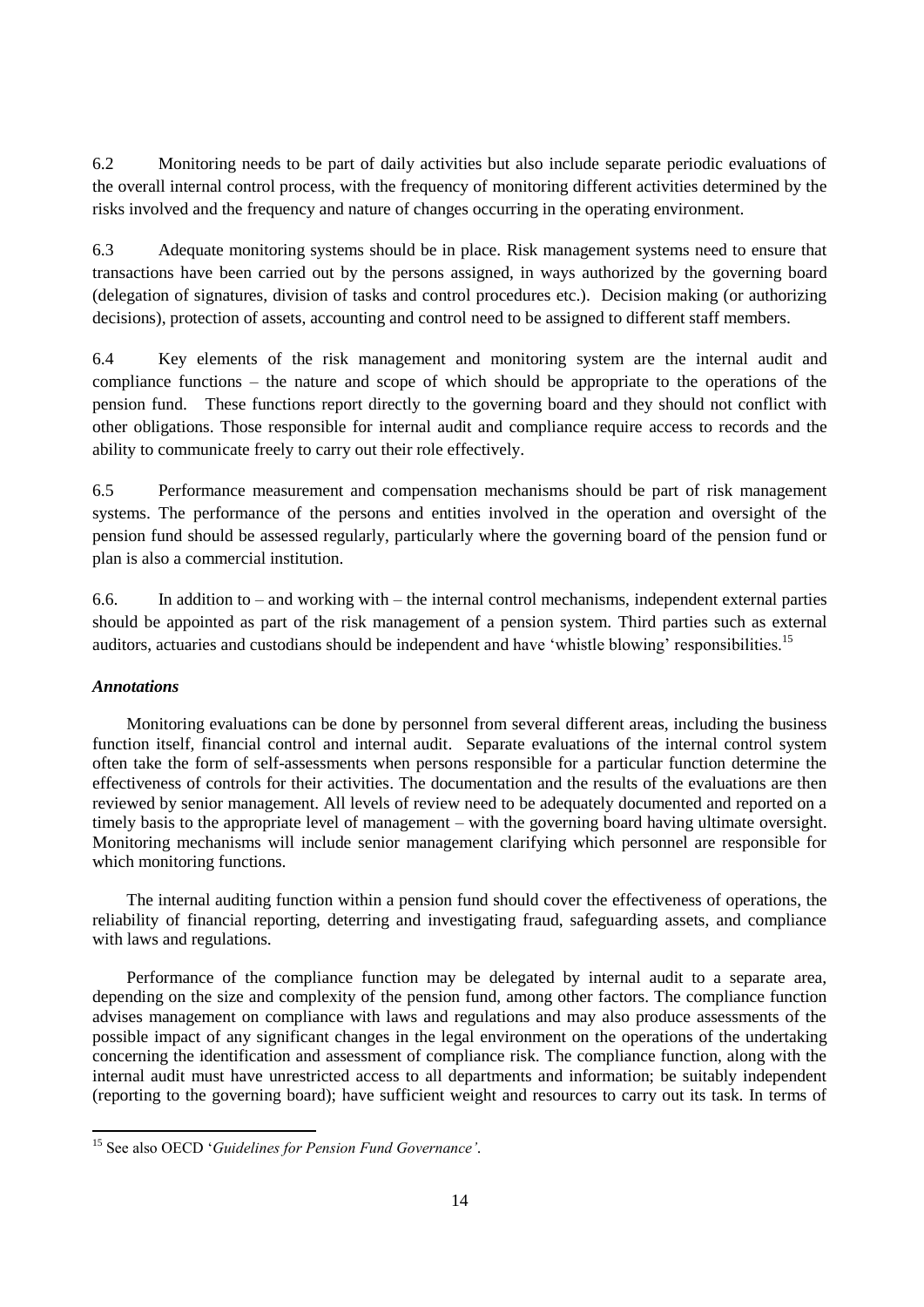6.2 Monitoring needs to be part of daily activities but also include separate periodic evaluations of the overall internal control process, with the frequency of monitoring different activities determined by the risks involved and the frequency and nature of changes occurring in the operating environment.

6.3 Adequate monitoring systems should be in place. Risk management systems need to ensure that transactions have been carried out by the persons assigned, in ways authorized by the governing board (delegation of signatures, division of tasks and control procedures etc.). Decision making (or authorizing decisions), protection of assets, accounting and control need to be assigned to different staff members.

6.4 Key elements of the risk management and monitoring system are the internal audit and compliance functions – the nature and scope of which should be appropriate to the operations of the pension fund. These functions report directly to the governing board and they should not conflict with other obligations. Those responsible for internal audit and compliance require access to records and the ability to communicate freely to carry out their role effectively.

6.5 Performance measurement and compensation mechanisms should be part of risk management systems. The performance of the persons and entities involved in the operation and oversight of the pension fund should be assessed regularly, particularly where the governing board of the pension fund or plan is also a commercial institution.

6.6. In addition to – and working with – the internal control mechanisms, independent external parties should be appointed as part of the risk management of a pension system. Third parties such as external auditors, actuaries and custodians should be independent and have 'whistle blowing' responsibilities.[15]

***Annotations***

Monitoring evaluations can be done by personnel from several different areas, including the business function itself, financial control and internal audit. Separate evaluations of the internal control system often take the form of self-assessments when persons responsible for a particular function determine the effectiveness of controls for their activities. The documentation and the results of the evaluations are then reviewed by senior management. All levels of review need to be adequately documented and reported on a timely basis to the appropriate level of management – with the governing board having ultimate oversight. Monitoring mechanisms will include senior management clarifying which personnel are responsible for which monitoring functions.

The internal auditing function within a pension fund should cover the effectiveness of operations, the reliability of financial reporting, deterring and investigating fraud, safeguarding assets, and compliance with laws and regulations.

Performance of the compliance function may be delegated by internal audit to a separate area, depending on the size and complexity of the pension fund, among other factors. The compliance function advises management on compliance with laws and regulations and may also produce assessments of the possible impact of any significant changes in the legal environment on the operations of the undertaking concerning the identification and assessment of compliance risk. The compliance function, along with the internal audit must have unrestricted access to all departments and information; be suitably independent (reporting to the governing board); have sufficient weight and resources to carry out its task. In terms of

[15] See also OECD '*Guidelines for Pension Fund Governance'*.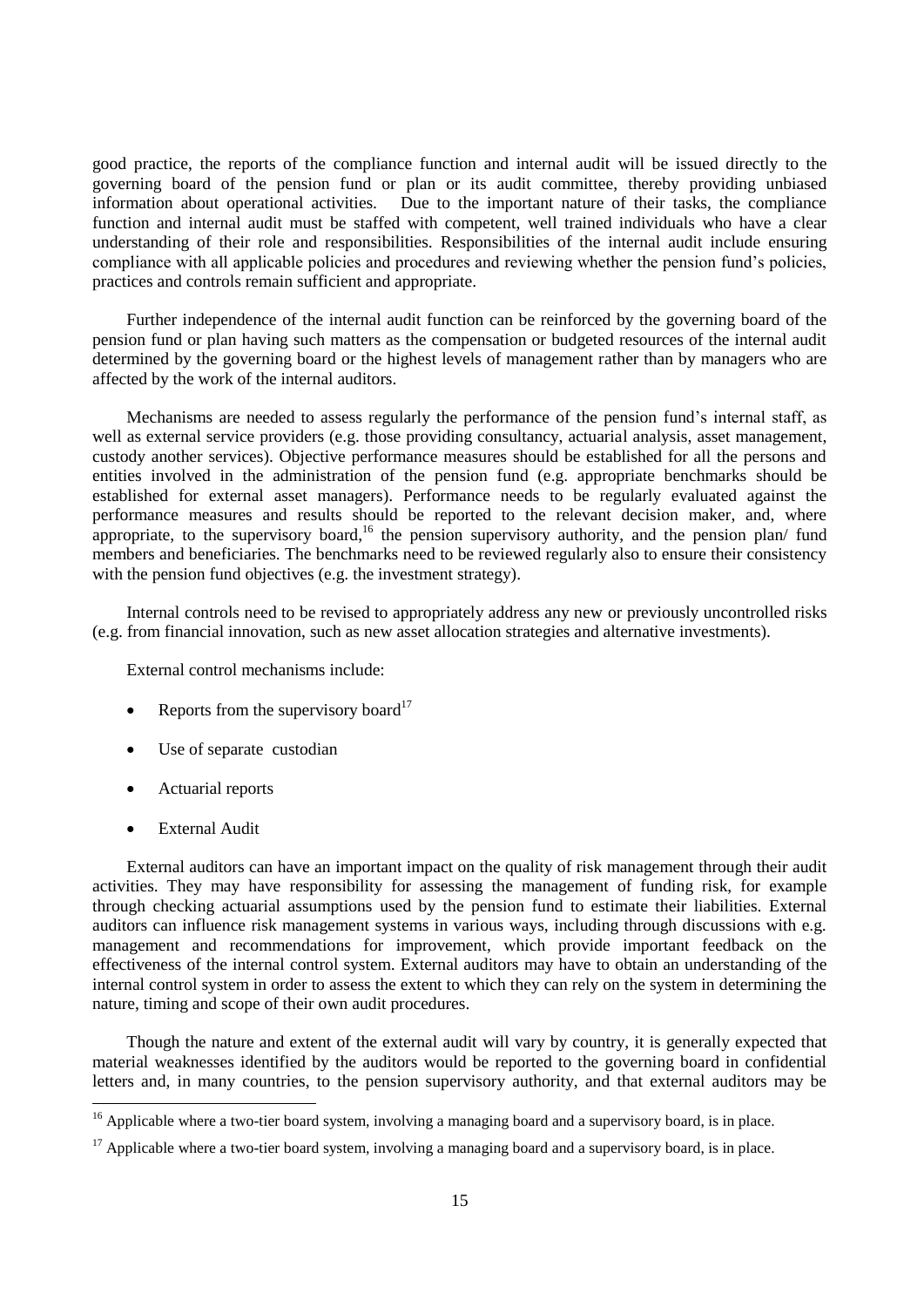good practice, the reports of the compliance function and internal audit will be issued directly to the governing board of the pension fund or plan or its audit committee, thereby providing unbiased information about operational activities. Due to the important nature of their tasks, the compliance function and internal audit must be staffed with competent, well trained individuals who have a clear understanding of their role and responsibilities. Responsibilities of the internal audit include ensuring compliance with all applicable policies and procedures and reviewing whether the pension fund's policies, practices and controls remain sufficient and appropriate.

Further independence of the internal audit function can be reinforced by the governing board of the pension fund or plan having such matters as the compensation or budgeted resources of the internal audit determined by the governing board or the highest levels of management rather than by managers who are affected by the work of the internal auditors.

Mechanisms are needed to assess regularly the performance of the pension fund's internal staff, as well as external service providers (e.g. those providing consultancy, actuarial analysis, asset management, custody another services). Objective performance measures should be established for all the persons and entities involved in the administration of the pension fund (e.g. appropriate benchmarks should be established for external asset managers). Performance needs to be regularly evaluated against the performance measures and results should be reported to the relevant decision maker, and, where appropriate, to the supervisory board,[16] the pension supervisory authority, and the pension plan/ fund members and beneficiaries. The benchmarks need to be reviewed regularly also to ensure their consistency with the pension fund objectives (e.g. the investment strategy).

Internal controls need to be revised to appropriately address any new or previously uncontrolled risks (e.g. from financial innovation, such as new asset allocation strategies and alternative investments).

External control mechanisms include:

- Reports from the supervisory board[17]
- Use of separate custodian
- Actuarial reports
- External Audit

External auditors can have an important impact on the quality of risk management through their audit activities. They may have responsibility for assessing the management of funding risk, for example through checking actuarial assumptions used by the pension fund to estimate their liabilities. External auditors can influence risk management systems in various ways, including through discussions with e.g. management and recommendations for improvement, which provide important feedback on the effectiveness of the internal control system. External auditors may have to obtain an understanding of the internal control system in order to assess the extent to which they can rely on the system in determining the nature, timing and scope of their own audit procedures.

Though the nature and extent of the external audit will vary by country, it is generally expected that material weaknesses identified by the auditors would be reported to the governing board in confidential letters and, in many countries, to the pension supervisory authority, and that external auditors may be

[16] Applicable where a two-tier board system, involving a managing board and a supervisory board, is in place.

[17] Applicable where a two-tier board system, involving a managing board and a supervisory board, is in place.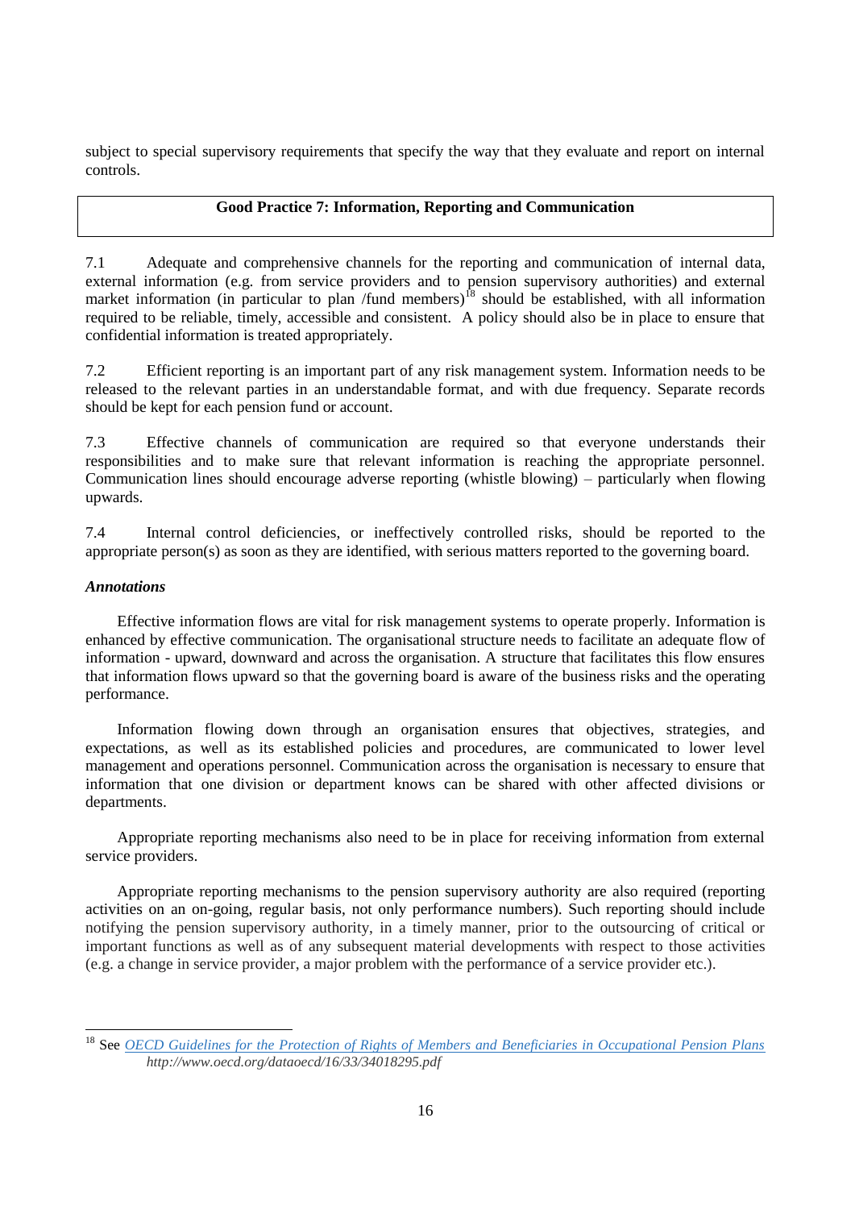subject to special supervisory requirements that specify the way that they evaluate and report on internal controls.

**Good Practice 7: Information, Reporting and Communication**

7.1 Adequate and comprehensive channels for the reporting and communication of internal data, external information (e.g. from service providers and to pension supervisory authorities) and external market information (in particular to plan /fund members)[18] should be established, with all information required to be reliable, timely, accessible and consistent. A policy should also be in place to ensure that confidential information is treated appropriately.

7.2 Efficient reporting is an important part of any risk management system. Information needs to be released to the relevant parties in an understandable format, and with due frequency. Separate records should be kept for each pension fund or account.

7.3 Effective channels of communication are required so that everyone understands their responsibilities and to make sure that relevant information is reaching the appropriate personnel. Communication lines should encourage adverse reporting (whistle blowing) – particularly when flowing upwards.

7.4 Internal control deficiencies, or ineffectively controlled risks, should be reported to the appropriate person(s) as soon as they are identified, with serious matters reported to the governing board.

***Annotations***

Effective information flows are vital for risk management systems to operate properly. Information is enhanced by effective communication. The organisational structure needs to facilitate an adequate flow of information - upward, downward and across the organisation. A structure that facilitates this flow ensures that information flows upward so that the governing board is aware of the business risks and the operating performance.

Information flowing down through an organisation ensures that objectives, strategies, and expectations, as well as its established policies and procedures, are communicated to lower level management and operations personnel. Communication across the organisation is necessary to ensure that information that one division or department knows can be shared with other affected divisions or departments.

Appropriate reporting mechanisms also need to be in place for receiving information from external service providers.

Appropriate reporting mechanisms to the pension supervisory authority are also required (reporting activities on an on-going, regular basis, not only performance numbers). Such reporting should include notifying the pension supervisory authority, in a timely manner, prior to the outsourcing of critical or important functions as well as of any subsequent material developments with respect to those activities (e.g. a change in service provider, a major problem with the performance of a service provider etc.).

---

[18] See *OECD Guidelines for the Protection of Rights of Members and Beneficiaries in Occupational Pension Plans* *http://www.oecd.org/dataoecd/16/33/34018295.pdf*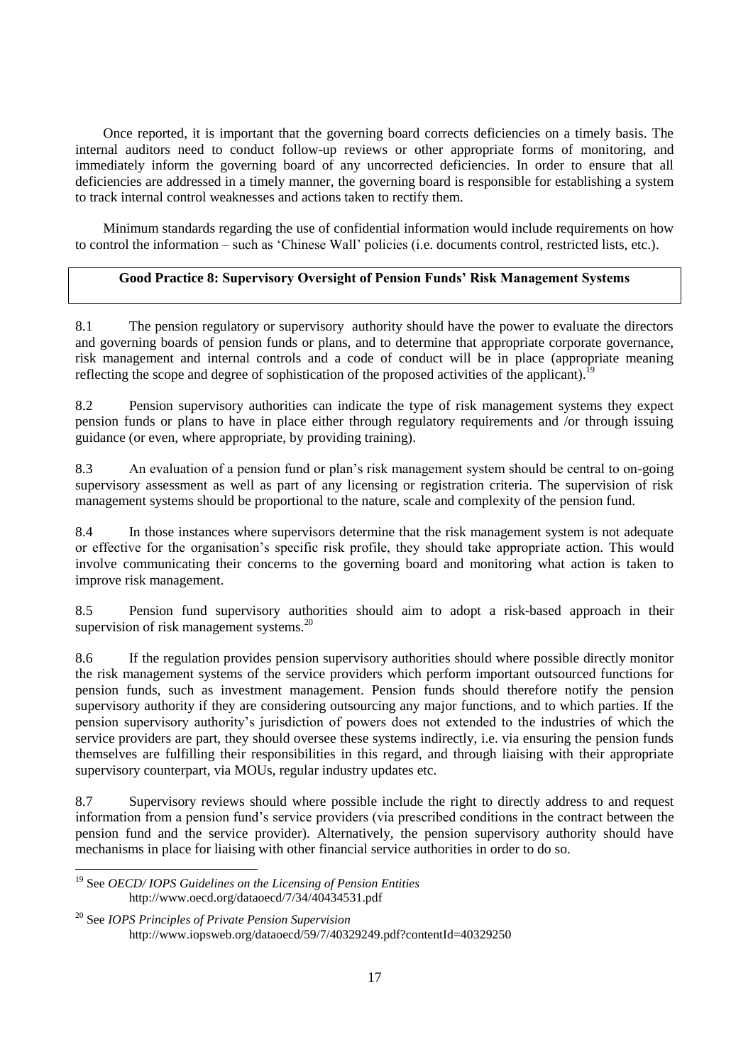Once reported, it is important that the governing board corrects deficiencies on a timely basis. The internal auditors need to conduct follow-up reviews or other appropriate forms of monitoring, and immediately inform the governing board of any uncorrected deficiencies. In order to ensure that all deficiencies are addressed in a timely manner, the governing board is responsible for establishing a system to track internal control weaknesses and actions taken to rectify them.

Minimum standards regarding the use of confidential information would include requirements on how to control the information – such as 'Chinese Wall' policies (i.e. documents control, restricted lists, etc.).

**Good Practice 8: Supervisory Oversight of Pension Funds' Risk Management Systems**

8.1 The pension regulatory or supervisory authority should have the power to evaluate the directors and governing boards of pension funds or plans, and to determine that appropriate corporate governance, risk management and internal controls and a code of conduct will be in place (appropriate meaning reflecting the scope and degree of sophistication of the proposed activities of the applicant).[19]

8.2 Pension supervisory authorities can indicate the type of risk management systems they expect pension funds or plans to have in place either through regulatory requirements and /or through issuing guidance (or even, where appropriate, by providing training).

8.3 An evaluation of a pension fund or plan's risk management system should be central to on-going supervisory assessment as well as part of any licensing or registration criteria. The supervision of risk management systems should be proportional to the nature, scale and complexity of the pension fund.

8.4 In those instances where supervisors determine that the risk management system is not adequate or effective for the organisation's specific risk profile, they should take appropriate action. This would involve communicating their concerns to the governing board and monitoring what action is taken to improve risk management.

8.5 Pension fund supervisory authorities should aim to adopt a risk-based approach in their supervision of risk management systems.[20]

8.6 If the regulation provides pension supervisory authorities should where possible directly monitor the risk management systems of the service providers which perform important outsourced functions for pension funds, such as investment management. Pension funds should therefore notify the pension supervisory authority if they are considering outsourcing any major functions, and to which parties. If the pension supervisory authority's jurisdiction of powers does not extended to the industries of which the service providers are part, they should oversee these systems indirectly, i.e. via ensuring the pension funds themselves are fulfilling their responsibilities in this regard, and through liaising with their appropriate supervisory counterpart, via MOUs, regular industry updates etc.

8.7 Supervisory reviews should where possible include the right to directly address to and request information from a pension fund's service providers (via prescribed conditions in the contract between the pension fund and the service provider). Alternatively, the pension supervisory authority should have mechanisms in place for liaising with other financial service authorities in order to do so.

---

[19] See *OECD/ IOPS Guidelines on the Licensing of Pension Entities* http://www.oecd.org/dataoecd/7/34/40434531.pdf

[20] See *IOPS Principles of Private Pension Supervision* http://www.iopsweb.org/dataoecd/59/7/40329249.pdf?contentId=40329250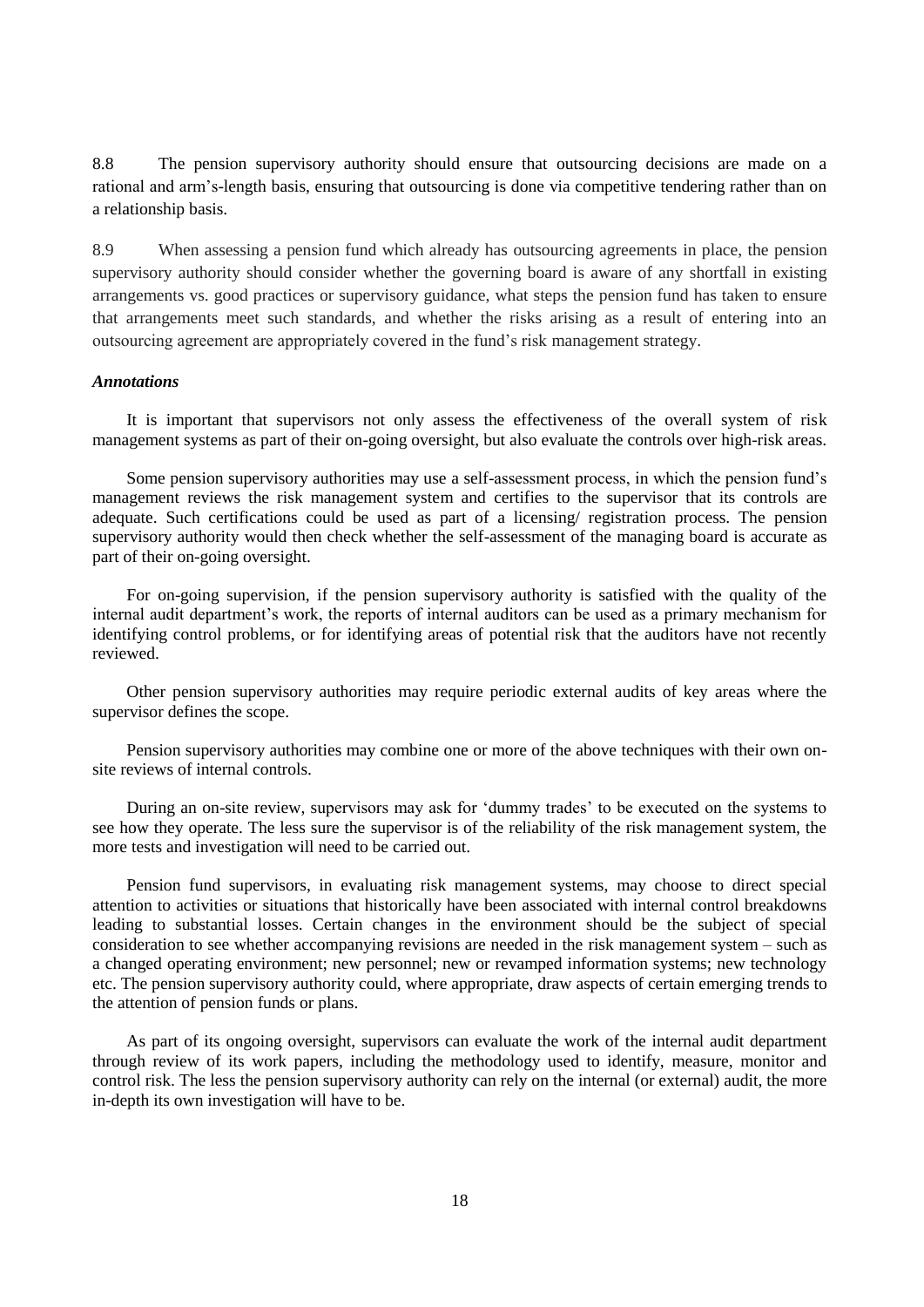8.8 The pension supervisory authority should ensure that outsourcing decisions are made on a rational and arm's-length basis, ensuring that outsourcing is done via competitive tendering rather than on a relationship basis.

8.9 When assessing a pension fund which already has outsourcing agreements in place, the pension supervisory authority should consider whether the governing board is aware of any shortfall in existing arrangements vs. good practices or supervisory guidance, what steps the pension fund has taken to ensure that arrangements meet such standards, and whether the risks arising as a result of entering into an outsourcing agreement are appropriately covered in the fund's risk management strategy.

***Annotations***

It is important that supervisors not only assess the effectiveness of the overall system of risk management systems as part of their on-going oversight, but also evaluate the controls over high-risk areas.

Some pension supervisory authorities may use a self-assessment process, in which the pension fund's management reviews the risk management system and certifies to the supervisor that its controls are adequate. Such certifications could be used as part of a licensing/ registration process. The pension supervisory authority would then check whether the self-assessment of the managing board is accurate as part of their on-going oversight.

For on-going supervision, if the pension supervisory authority is satisfied with the quality of the internal audit department's work, the reports of internal auditors can be used as a primary mechanism for identifying control problems, or for identifying areas of potential risk that the auditors have not recently reviewed.

Other pension supervisory authorities may require periodic external audits of key areas where the supervisor defines the scope.

Pension supervisory authorities may combine one or more of the above techniques with their own on-site reviews of internal controls.

During an on-site review, supervisors may ask for 'dummy trades' to be executed on the systems to see how they operate. The less sure the supervisor is of the reliability of the risk management system, the more tests and investigation will need to be carried out.

Pension fund supervisors, in evaluating risk management systems, may choose to direct special attention to activities or situations that historically have been associated with internal control breakdowns leading to substantial losses. Certain changes in the environment should be the subject of special consideration to see whether accompanying revisions are needed in the risk management system – such as a changed operating environment; new personnel; new or revamped information systems; new technology etc. The pension supervisory authority could, where appropriate, draw aspects of certain emerging trends to the attention of pension funds or plans.

As part of its ongoing oversight, supervisors can evaluate the work of the internal audit department through review of its work papers, including the methodology used to identify, measure, monitor and control risk. The less the pension supervisory authority can rely on the internal (or external) audit, the more in-depth its own investigation will have to be.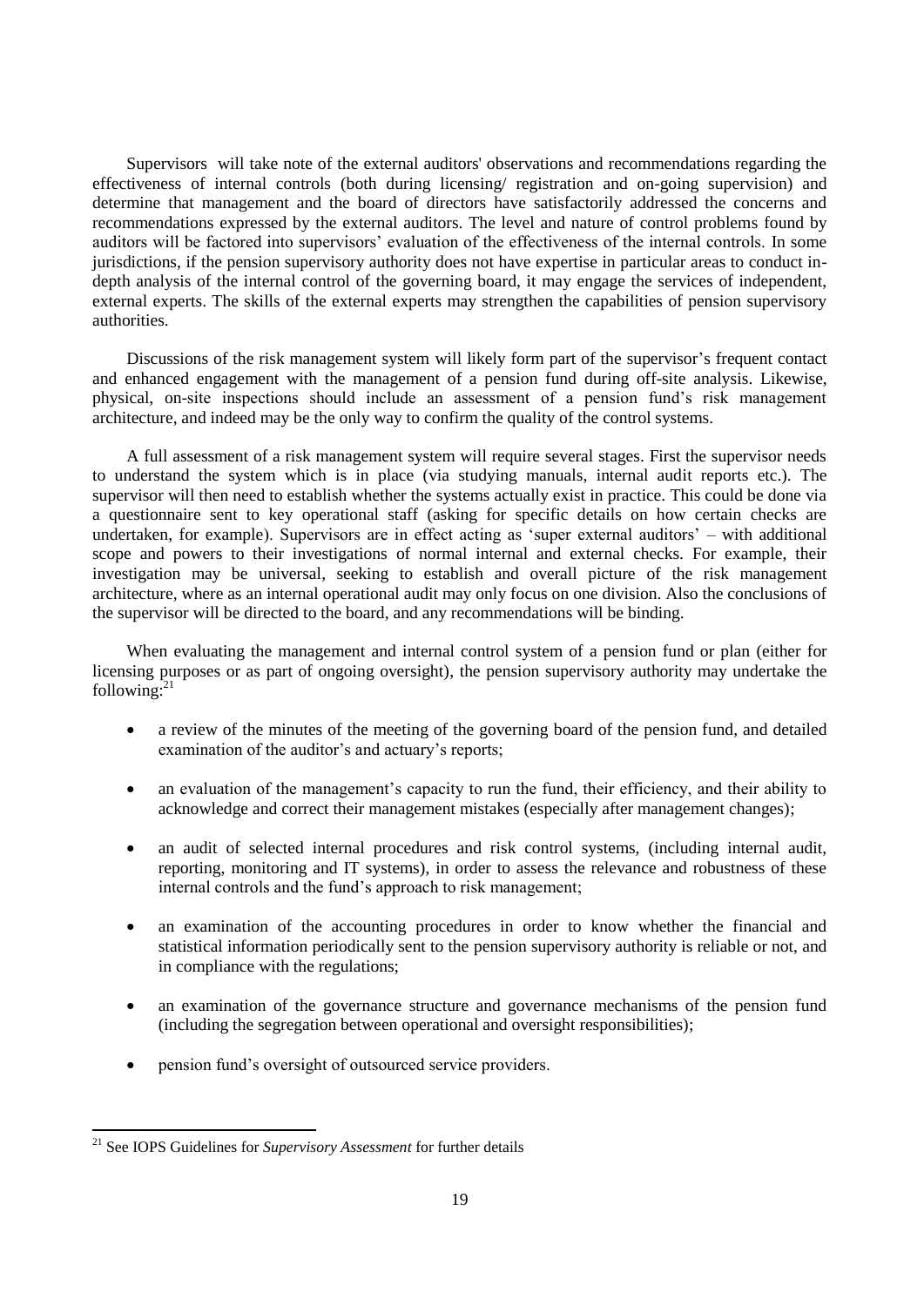Supervisors will take note of the external auditors' observations and recommendations regarding the effectiveness of internal controls (both during licensing/ registration and on-going supervision) and determine that management and the board of directors have satisfactorily addressed the concerns and recommendations expressed by the external auditors. The level and nature of control problems found by auditors will be factored into supervisors' evaluation of the effectiveness of the internal controls. In some jurisdictions, if the pension supervisory authority does not have expertise in particular areas to conduct in-depth analysis of the internal control of the governing board, it may engage the services of independent, external experts. The skills of the external experts may strengthen the capabilities of pension supervisory authorities.

Discussions of the risk management system will likely form part of the supervisor's frequent contact and enhanced engagement with the management of a pension fund during off-site analysis. Likewise, physical, on-site inspections should include an assessment of a pension fund's risk management architecture, and indeed may be the only way to confirm the quality of the control systems.

A full assessment of a risk management system will require several stages. First the supervisor needs to understand the system which is in place (via studying manuals, internal audit reports etc.). The supervisor will then need to establish whether the systems actually exist in practice. This could be done via a questionnaire sent to key operational staff (asking for specific details on how certain checks are undertaken, for example). Supervisors are in effect acting as 'super external auditors' – with additional scope and powers to their investigations of normal internal and external checks. For example, their investigation may be universal, seeking to establish and overall picture of the risk management architecture, where as an internal operational audit may only focus on one division. Also the conclusions of the supervisor will be directed to the board, and any recommendations will be binding.

When evaluating the management and internal control system of a pension fund or plan (either for licensing purposes or as part of ongoing oversight), the pension supervisory authority may undertake the following:[21]

- a review of the minutes of the meeting of the governing board of the pension fund, and detailed examination of the auditor's and actuary's reports;
- an evaluation of the management's capacity to run the fund, their efficiency, and their ability to acknowledge and correct their management mistakes (especially after management changes);
- an audit of selected internal procedures and risk control systems, (including internal audit, reporting, monitoring and IT systems), in order to assess the relevance and robustness of these internal controls and the fund's approach to risk management;
- an examination of the accounting procedures in order to know whether the financial and statistical information periodically sent to the pension supervisory authority is reliable or not, and in compliance with the regulations;
- an examination of the governance structure and governance mechanisms of the pension fund (including the segregation between operational and oversight responsibilities);
- pension fund's oversight of outsourced service providers.

[21] See IOPS Guidelines for *Supervisory Assessment* for further details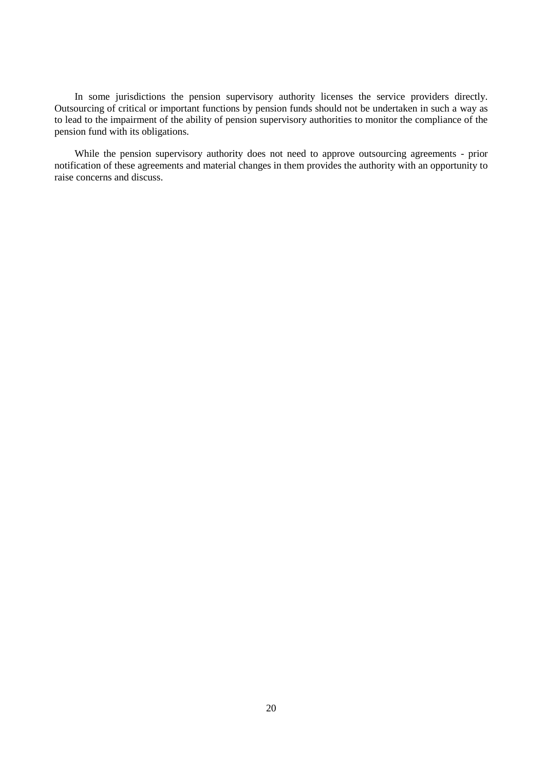In some jurisdictions the pension supervisory authority licenses the service providers directly. Outsourcing of critical or important functions by pension funds should not be undertaken in such a way as to lead to the impairment of the ability of pension supervisory authorities to monitor the compliance of the pension fund with its obligations.

While the pension supervisory authority does not need to approve outsourcing agreements - prior notification of these agreements and material changes in them provides the authority with an opportunity to raise concerns and discuss.